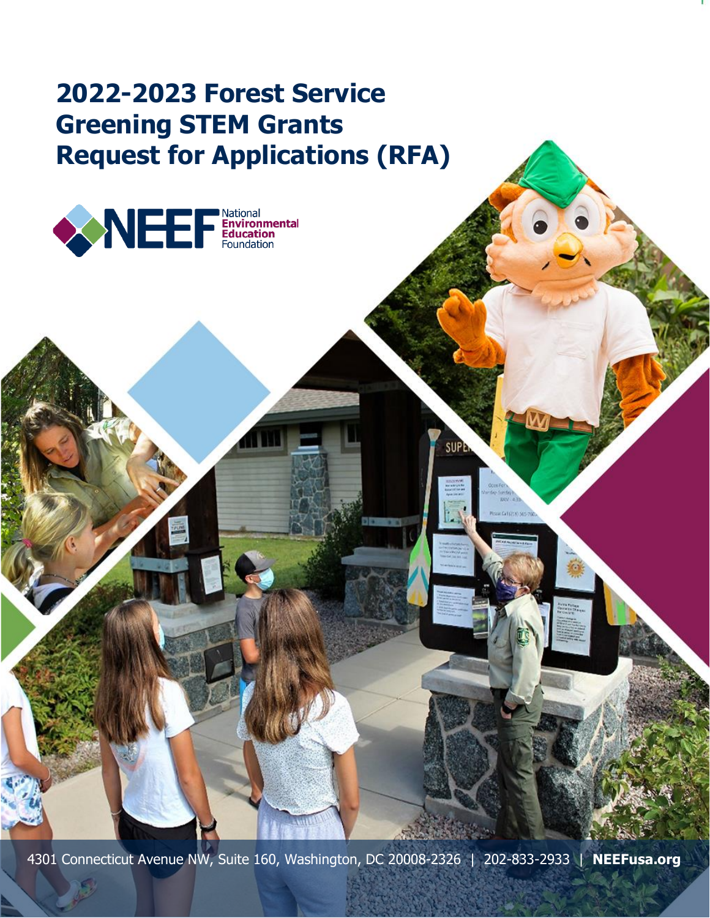# 2022-2023 Forest Service Greening STEM Grants Request for Applications (RFA)

NEEF National Environmental Education Foundation

4301 Connecticut Avenue NW, Suite 160, Washington, DC 20008-2326 | 202-833-2933 | **NEEFusa.org**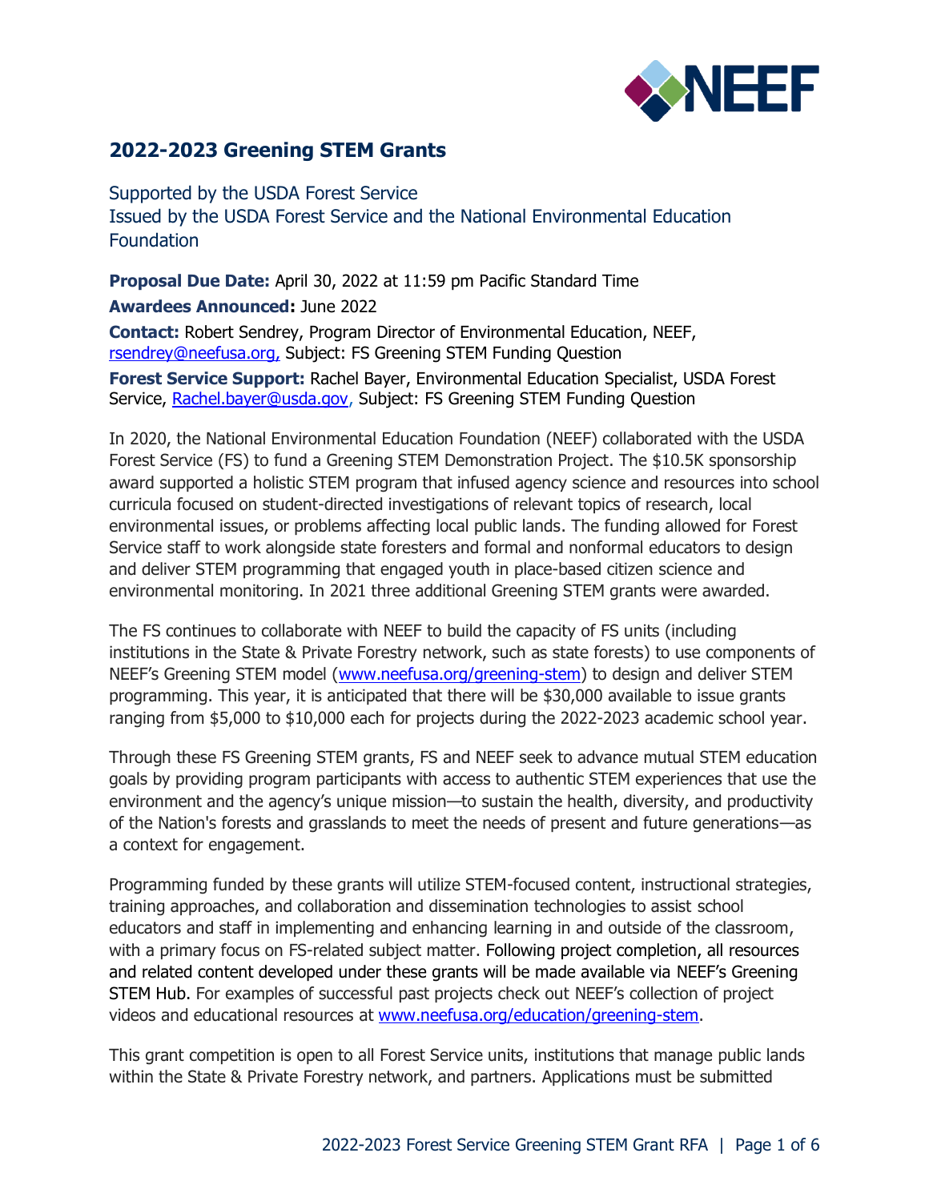## 2022-2023 Greening STEM Grants

Supported by the USDA Forest Service
Issued by the USDA Forest Service and the National Environmental Education Foundation

**Proposal Due Date:** April 30, 2022 at 11:59 pm Pacific Standard Time

**Awardees Announced:** June 2022

**Contact:** Robert Sendrey, Program Director of Environmental Education, NEEF, rsendrey@neefusa.org, Subject: FS Greening STEM Funding Question

**Forest Service Support:** Rachel Bayer, Environmental Education Specialist, USDA Forest Service, Rachel.bayer@usda.gov, Subject: FS Greening STEM Funding Question

In 2020, the National Environmental Education Foundation (NEEF) collaborated with the USDA Forest Service (FS) to fund a Greening STEM Demonstration Project. The $10.5K sponsorship award supported a holistic STEM program that infused agency science and resources into school curricula focused on student-directed investigations of relevant topics of research, local environmental issues, or problems affecting local public lands. The funding allowed for Forest Service staff to work alongside state foresters and formal and nonformal educators to design and deliver STEM programming that engaged youth in place-based citizen science and environmental monitoring. In 2021 three additional Greening STEM grants were awarded.

The FS continues to collaborate with NEEF to build the capacity of FS units (including institutions in the State & Private Forestry network, such as state forests) to use components of NEEF's Greening STEM model (www.neefusa.org/greening-stem) to design and deliver STEM programming. This year, it is anticipated that there will be $30,000 available to issue grants ranging from $5,000 to $10,000 each for projects during the 2022-2023 academic school year.

Through these FS Greening STEM grants, FS and NEEF seek to advance mutual STEM education goals by providing program participants with access to authentic STEM experiences that use the environment and the agency's unique mission—to sustain the health, diversity, and productivity of the Nation's forests and grasslands to meet the needs of present and future generations—as a context for engagement.

Programming funded by these grants will utilize STEM-focused content, instructional strategies, training approaches, and collaboration and dissemination technologies to assist school educators and staff in implementing and enhancing learning in and outside of the classroom, with a primary focus on FS-related subject matter. Following project completion, all resources and related content developed under these grants will be made available via NEEF's Greening STEM Hub. For examples of successful past projects check out NEEF's collection of project videos and educational resources at www.neefusa.org/education/greening-stem.

This grant competition is open to all Forest Service units, institutions that manage public lands within the State & Private Forestry network, and partners. Applications must be submitted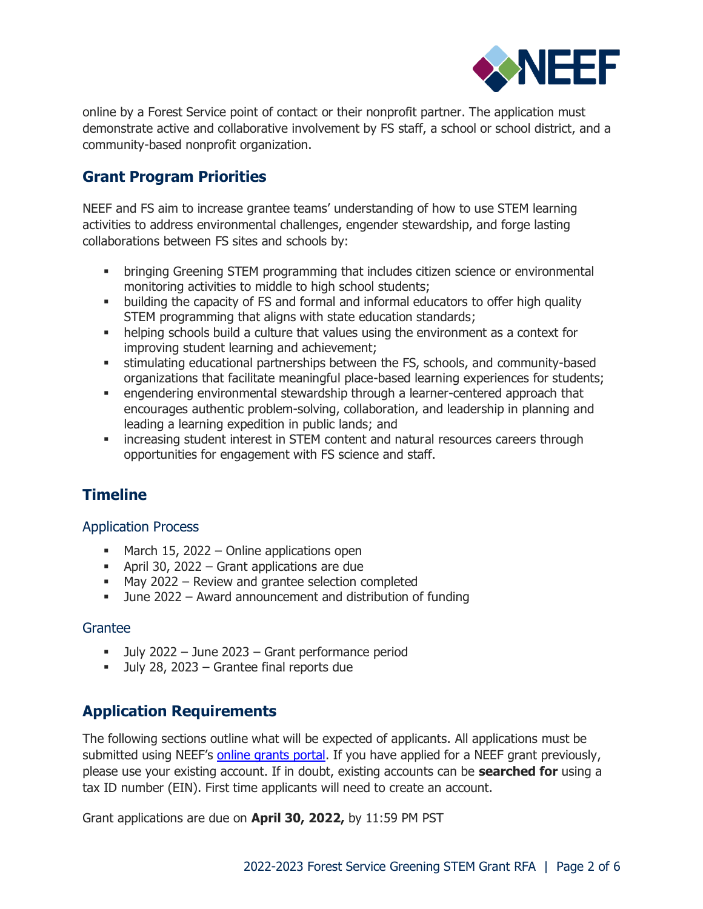online by a Forest Service point of contact or their nonprofit partner. The application must demonstrate active and collaborative involvement by FS staff, a school or school district, and a community-based nonprofit organization.

## Grant Program Priorities

NEEF and FS aim to increase grantee teams' understanding of how to use STEM learning activities to address environmental challenges, engender stewardship, and forge lasting collaborations between FS sites and schools by:

- bringing Greening STEM programming that includes citizen science or environmental monitoring activities to middle to high school students;
- building the capacity of FS and formal and informal educators to offer high quality STEM programming that aligns with state education standards;
- helping schools build a culture that values using the environment as a context for improving student learning and achievement;
- stimulating educational partnerships between the FS, schools, and community-based organizations that facilitate meaningful place-based learning experiences for students;
- engendering environmental stewardship through a learner-centered approach that encourages authentic problem-solving, collaboration, and leadership in planning and leading a learning expedition in public lands; and
- increasing student interest in STEM content and natural resources careers through opportunities for engagement with FS science and staff.

## Timeline

### Application Process

- March 15, 2022 – Online applications open
- April 30, 2022 – Grant applications are due
- May 2022 – Review and grantee selection completed
- June 2022 – Award announcement and distribution of funding

### Grantee

- July 2022 – June 2023 – Grant performance period
- July 28, 2023 – Grantee final reports due

## Application Requirements

The following sections outline what will be expected of applicants. All applications must be submitted using NEEF's online grants portal. If you have applied for a NEEF grant previously, please use your existing account. If in doubt, existing accounts can be **searched for** using a tax ID number (EIN). First time applicants will need to create an account.

Grant applications are due on **April 30, 2022,** by 11:59 PM PST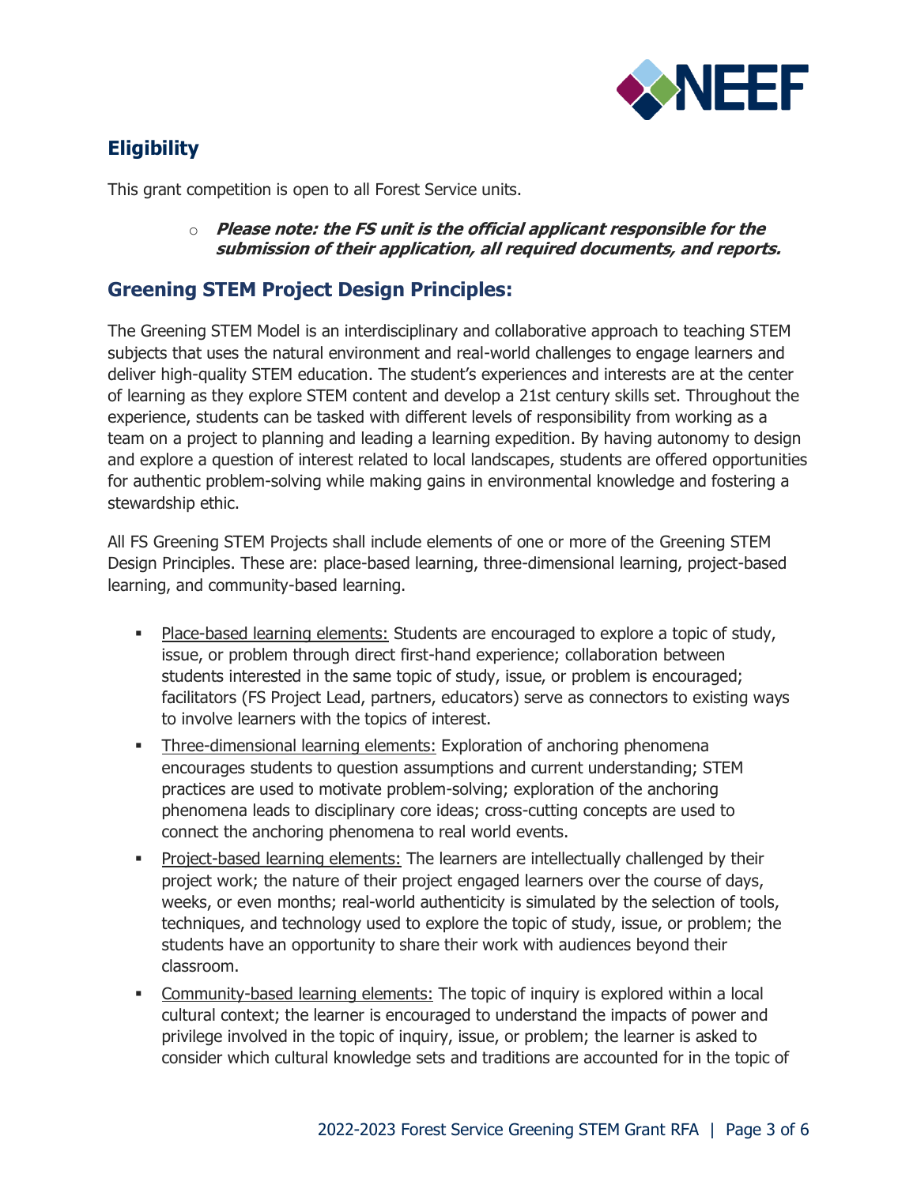## Eligibility

This grant competition is open to all Forest Service units.

- ***Please note: the FS unit is the official applicant responsible for the submission of their application, all required documents, and reports.***

## Greening STEM Project Design Principles:

The Greening STEM Model is an interdisciplinary and collaborative approach to teaching STEM subjects that uses the natural environment and real-world challenges to engage learners and deliver high-quality STEM education. The student's experiences and interests are at the center of learning as they explore STEM content and develop a 21st century skills set. Throughout the experience, students can be tasked with different levels of responsibility from working as a team on a project to planning and leading a learning expedition. By having autonomy to design and explore a question of interest related to local landscapes, students are offered opportunities for authentic problem-solving while making gains in environmental knowledge and fostering a stewardship ethic.

All FS Greening STEM Projects shall include elements of one or more of the Greening STEM Design Principles. These are: place-based learning, three-dimensional learning, project-based learning, and community-based learning.

- Place-based learning elements: Students are encouraged to explore a topic of study, issue, or problem through direct first-hand experience; collaboration between students interested in the same topic of study, issue, or problem is encouraged; facilitators (FS Project Lead, partners, educators) serve as connectors to existing ways to involve learners with the topics of interest.
- Three-dimensional learning elements: Exploration of anchoring phenomena encourages students to question assumptions and current understanding; STEM practices are used to motivate problem-solving; exploration of the anchoring phenomena leads to disciplinary core ideas; cross-cutting concepts are used to connect the anchoring phenomena to real world events.
- Project-based learning elements: The learners are intellectually challenged by their project work; the nature of their project engaged learners over the course of days, weeks, or even months; real-world authenticity is simulated by the selection of tools, techniques, and technology used to explore the topic of study, issue, or problem; the students have an opportunity to share their work with audiences beyond their classroom.
- Community-based learning elements: The topic of inquiry is explored within a local cultural context; the learner is encouraged to understand the impacts of power and privilege involved in the topic of inquiry, issue, or problem; the learner is asked to consider which cultural knowledge sets and traditions are accounted for in the topic of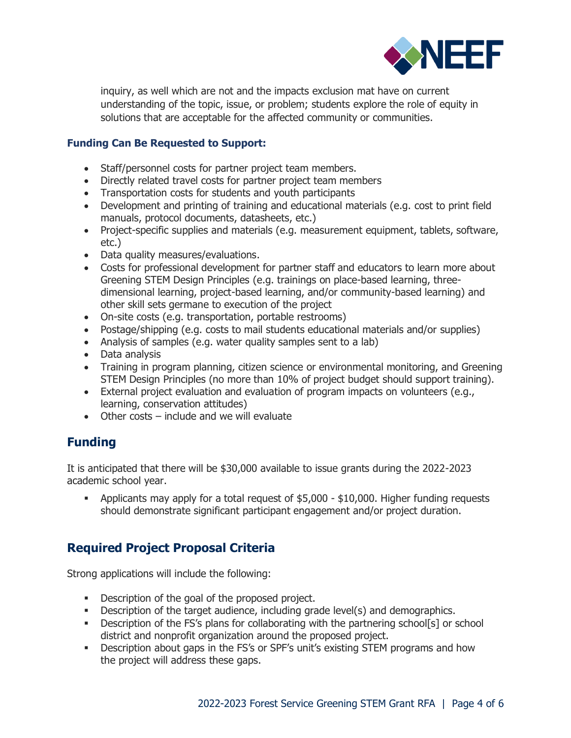inquiry, as well which are not and the impacts exclusion mat have on current understanding of the topic, issue, or problem; students explore the role of equity in solutions that are acceptable for the affected community or communities.

**Funding Can Be Requested to Support:**

- Staff/personnel costs for partner project team members.
- Directly related travel costs for partner project team members
- Transportation costs for students and youth participants
- Development and printing of training and educational materials (e.g. cost to print field manuals, protocol documents, datasheets, etc.)
- Project-specific supplies and materials (e.g. measurement equipment, tablets, software, etc.)
- Data quality measures/evaluations.
- Costs for professional development for partner staff and educators to learn more about Greening STEM Design Principles (e.g. trainings on place-based learning, three-dimensional learning, project-based learning, and/or community-based learning) and other skill sets germane to execution of the project
- On-site costs (e.g. transportation, portable restrooms)
- Postage/shipping (e.g. costs to mail students educational materials and/or supplies)
- Analysis of samples (e.g. water quality samples sent to a lab)
- Data analysis
- Training in program planning, citizen science or environmental monitoring, and Greening STEM Design Principles (no more than 10% of project budget should support training).
- External project evaluation and evaluation of program impacts on volunteers (e.g., learning, conservation attitudes)
- Other costs – include and we will evaluate

## Funding

It is anticipated that there will be $30,000 available to issue grants during the 2022-2023 academic school year.

- Applicants may apply for a total request of $5,000 - $10,000. Higher funding requests should demonstrate significant participant engagement and/or project duration.

## Required Project Proposal Criteria

Strong applications will include the following:

- Description of the goal of the proposed project.
- Description of the target audience, including grade level(s) and demographics.
- Description of the FS's plans for collaborating with the partnering school[s] or school district and nonprofit organization around the proposed project.
- Description about gaps in the FS's or SPF's unit's existing STEM programs and how the project will address these gaps.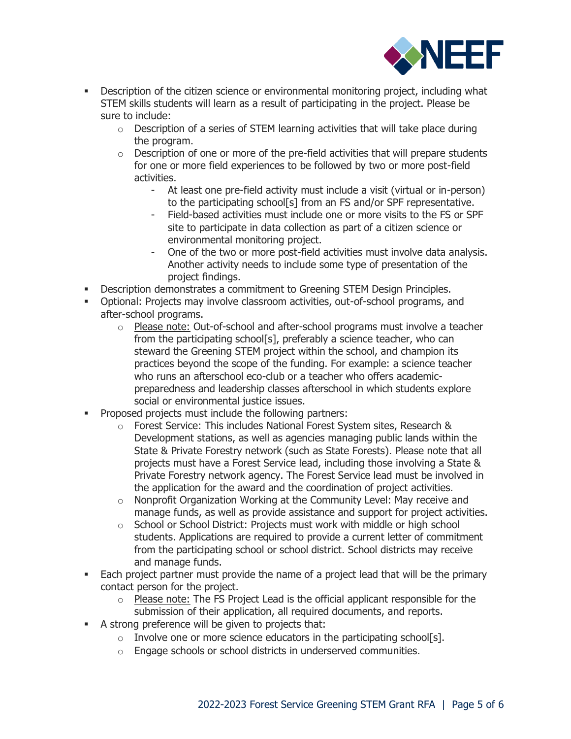- Description of the citizen science or environmental monitoring project, including what STEM skills students will learn as a result of participating in the project. Please be sure to include:
    - Description of a series of STEM learning activities that will take place during the program.
    - Description of one or more of the pre-field activities that will prepare students for one or more field experiences to be followed by two or more post-field activities.
        - At least one pre-field activity must include a visit (virtual or in-person) to the participating school[s] from an FS and/or SPF representative.
        - Field-based activities must include one or more visits to the FS or SPF site to participate in data collection as part of a citizen science or environmental monitoring project.
        - One of the two or more post-field activities must involve data analysis. Another activity needs to include some type of presentation of the project findings.
- Description demonstrates a commitment to Greening STEM Design Principles.
- Optional: Projects may involve classroom activities, out-of-school programs, and after-school programs.
    - <u>Please note:</u> Out-of-school and after-school programs must involve a teacher from the participating school[s], preferably a science teacher, who can steward the Greening STEM project within the school, and champion its practices beyond the scope of the funding. For example: a science teacher who runs an afterschool eco-club or a teacher who offers academic-preparedness and leadership classes afterschool in which students explore social or environmental justice issues.
- Proposed projects must include the following partners:
    - Forest Service: This includes National Forest System sites, Research & Development stations, as well as agencies managing public lands within the State & Private Forestry network (such as State Forests). Please note that all projects must have a Forest Service lead, including those involving a State & Private Forestry network agency. The Forest Service lead must be involved in the application for the award and the coordination of project activities.
    - Nonprofit Organization Working at the Community Level: May receive and manage funds, as well as provide assistance and support for project activities.
    - School or School District: Projects must work with middle or high school students. Applications are required to provide a current letter of commitment from the participating school or school district. School districts may receive and manage funds.
- Each project partner must provide the name of a project lead that will be the primary contact person for the project.
    - <u>Please note:</u> The FS Project Lead is the official applicant responsible for the submission of their application, all required documents, and reports.
- A strong preference will be given to projects that:
    - Involve one or more science educators in the participating school[s].
    - Engage schools or school districts in underserved communities.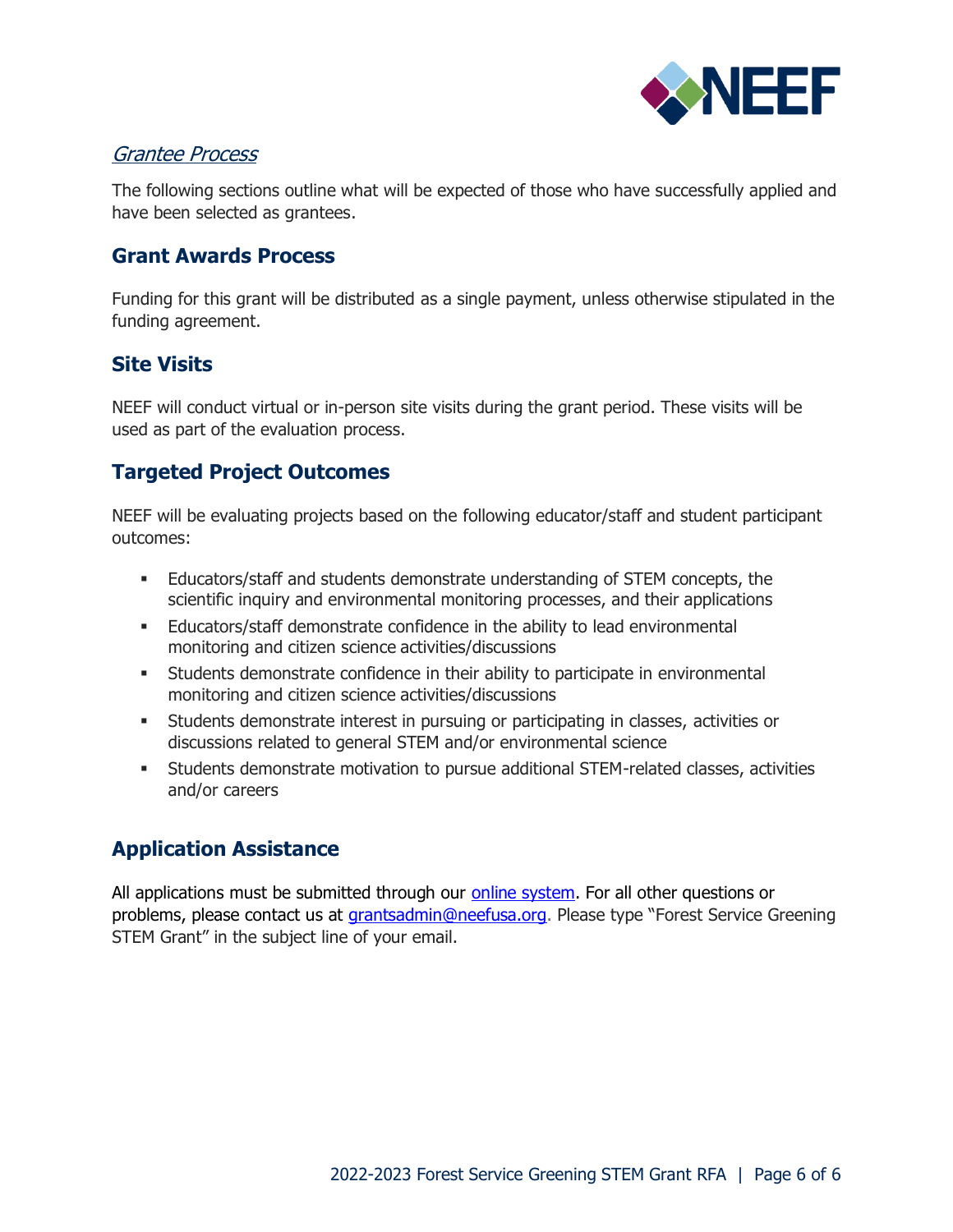*Grantee Process*

The following sections outline what will be expected of those who have successfully applied and have been selected as grantees.

## Grant Awards Process

Funding for this grant will be distributed as a single payment, unless otherwise stipulated in the funding agreement.

## Site Visits

NEEF will conduct virtual or in-person site visits during the grant period. These visits will be used as part of the evaluation process.

## Targeted Project Outcomes

NEEF will be evaluating projects based on the following educator/staff and student participant outcomes:

- Educators/staff and students demonstrate understanding of STEM concepts, the scientific inquiry and environmental monitoring processes, and their applications
- Educators/staff demonstrate confidence in the ability to lead environmental monitoring and citizen science activities/discussions
- Students demonstrate confidence in their ability to participate in environmental monitoring and citizen science activities/discussions
- Students demonstrate interest in pursuing or participating in classes, activities or discussions related to general STEM and/or environmental science
- Students demonstrate motivation to pursue additional STEM-related classes, activities and/or careers

## Application Assistance

All applications must be submitted through our online system. For all other questions or problems, please contact us at grantsadmin@neefusa.org. Please type "Forest Service Greening STEM Grant" in the subject line of your email.